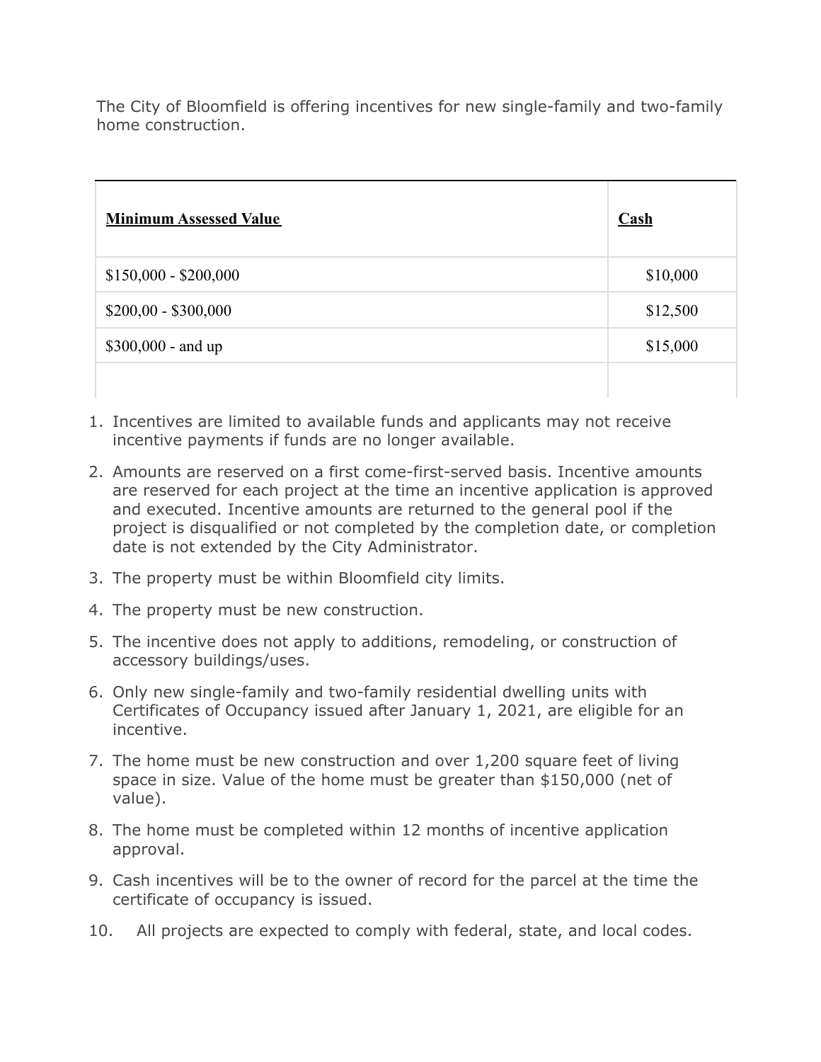The City of Bloomfield is offering incentives for new single-family and two-family home construction.

| **Minimum Assessed Value** | **Cash** |
| --- | --- |
| $150,000 - $200,000 | $10,000 |
| $200,00 - $300,000 | $12,500 |
| $300,000 - and up | $15,000 |
| | |

1. Incentives are limited to available funds and applicants may not receive incentive payments if funds are no longer available.
2. Amounts are reserved on a first come-first-served basis. Incentive amounts are reserved for each project at the time an incentive application is approved and executed. Incentive amounts are returned to the general pool if the project is disqualified or not completed by the completion date, or completion date is not extended by the City Administrator.
3. The property must be within Bloomfield city limits.
4. The property must be new construction.
5. The incentive does not apply to additions, remodeling, or construction of accessory buildings/uses.
6. Only new single-family and two-family residential dwelling units with Certificates of Occupancy issued after January 1, 2021, are eligible for an incentive.
7. The home must be new construction and over 1,200 square feet of living space in size. Value of the home must be greater than $150,000 (net of value).
8. The home must be completed within 12 months of incentive application approval.
9. Cash incentives will be to the owner of record for the parcel at the time the certificate of occupancy is issued.
10. All projects are expected to comply with federal, state, and local codes.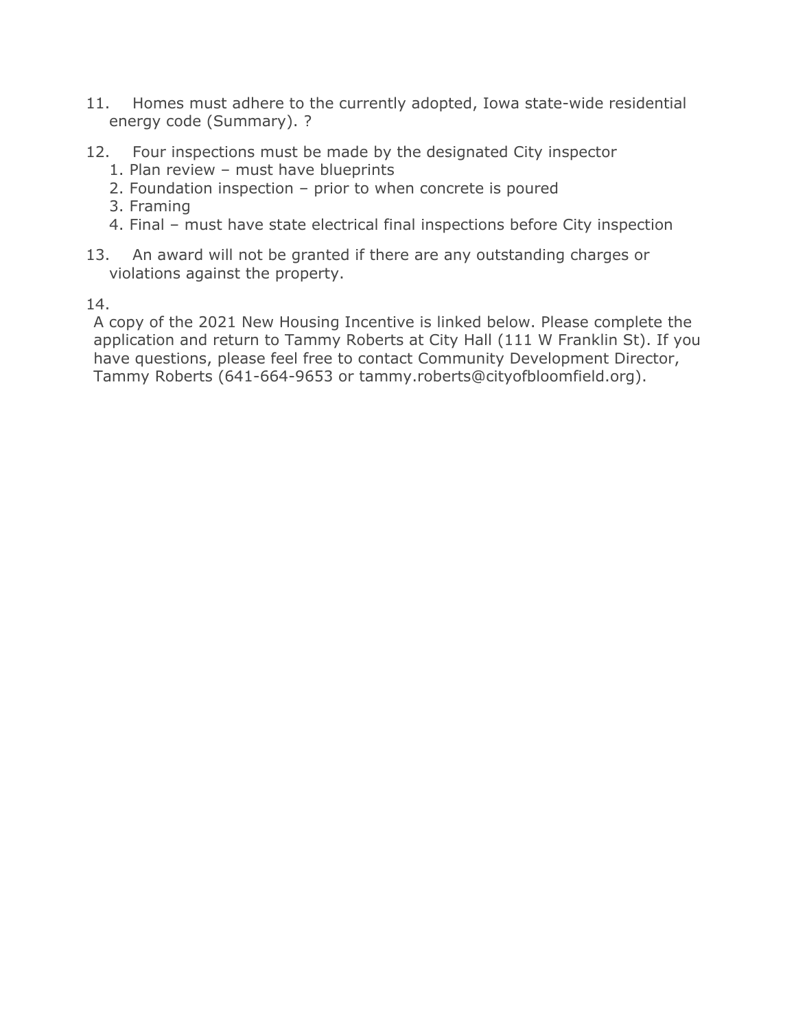11. Homes must adhere to the currently adopted, Iowa state-wide residential energy code (Summary). ?

12. Four inspections must be made by the designated City inspector
    1. Plan review – must have blueprints
    2. Foundation inspection – prior to when concrete is poured
    3. Framing
    4. Final – must have state electrical final inspections before City inspection

13. An award will not be granted if there are any outstanding charges or violations against the property.

14.

A copy of the 2021 New Housing Incentive is linked below. Please complete the application and return to Tammy Roberts at City Hall (111 W Franklin St). If you have questions, please feel free to contact Community Development Director, Tammy Roberts (641-664-9653 or tammy.roberts@cityofbloomfield.org).